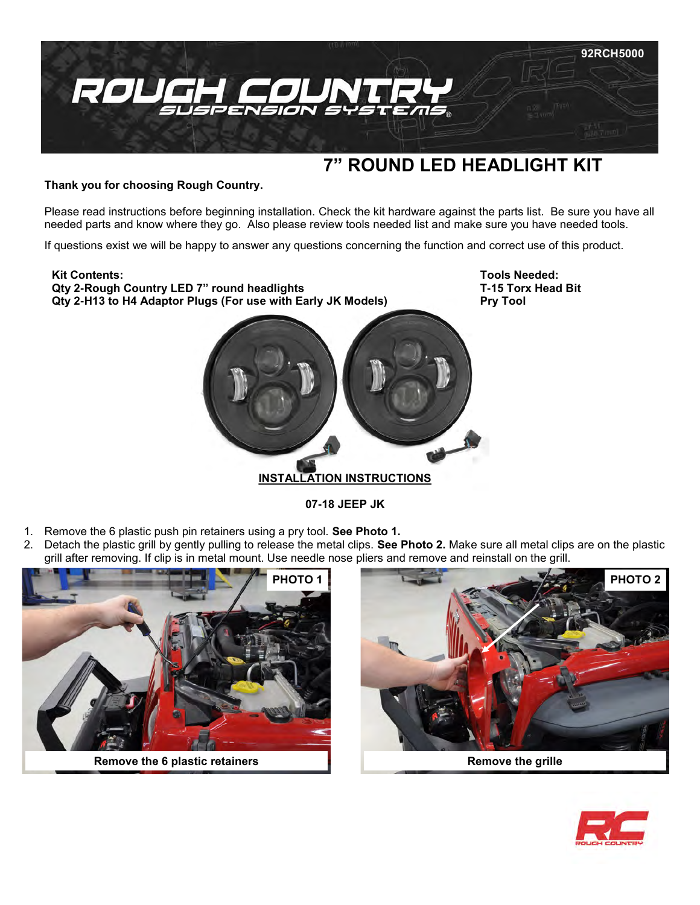92RCH5000

# 7” ROUND LED HEADLIGHT KIT

**Thank you for choosing Rough Country.**

Please read instructions before beginning installation. Check the kit hardware against the parts list. Be sure you have all needed parts and know where they go. Also please review tools needed list and make sure you have needed tools.

If questions exist we will be happy to answer any questions concerning the function and correct use of this product.

**Kit Contents:**
**Qty 2-Rough Country LED 7” round headlights**
**Qty 2-H13 to H4 Adaptor Plugs (For use with Early JK Models)**

**Tools Needed:**
**T-15 Torx Head Bit**
**Pry Tool**

## INSTALLATION INSTRUCTIONS

**07-18 JEEP JK**

1. Remove the 6 plastic push pin retainers using a pry tool. **See Photo 1.**
2. Detach the plastic grill by gently pulling to release the metal clips. **See Photo 2.** Make sure all metal clips are on the plastic grill after removing. If clip is in metal mount. Use needle nose pliers and remove and reinstall on the grill.

**PHOTO 1**

**Remove the 6 plastic retainers**

**PHOTO 2**

**Remove the grille**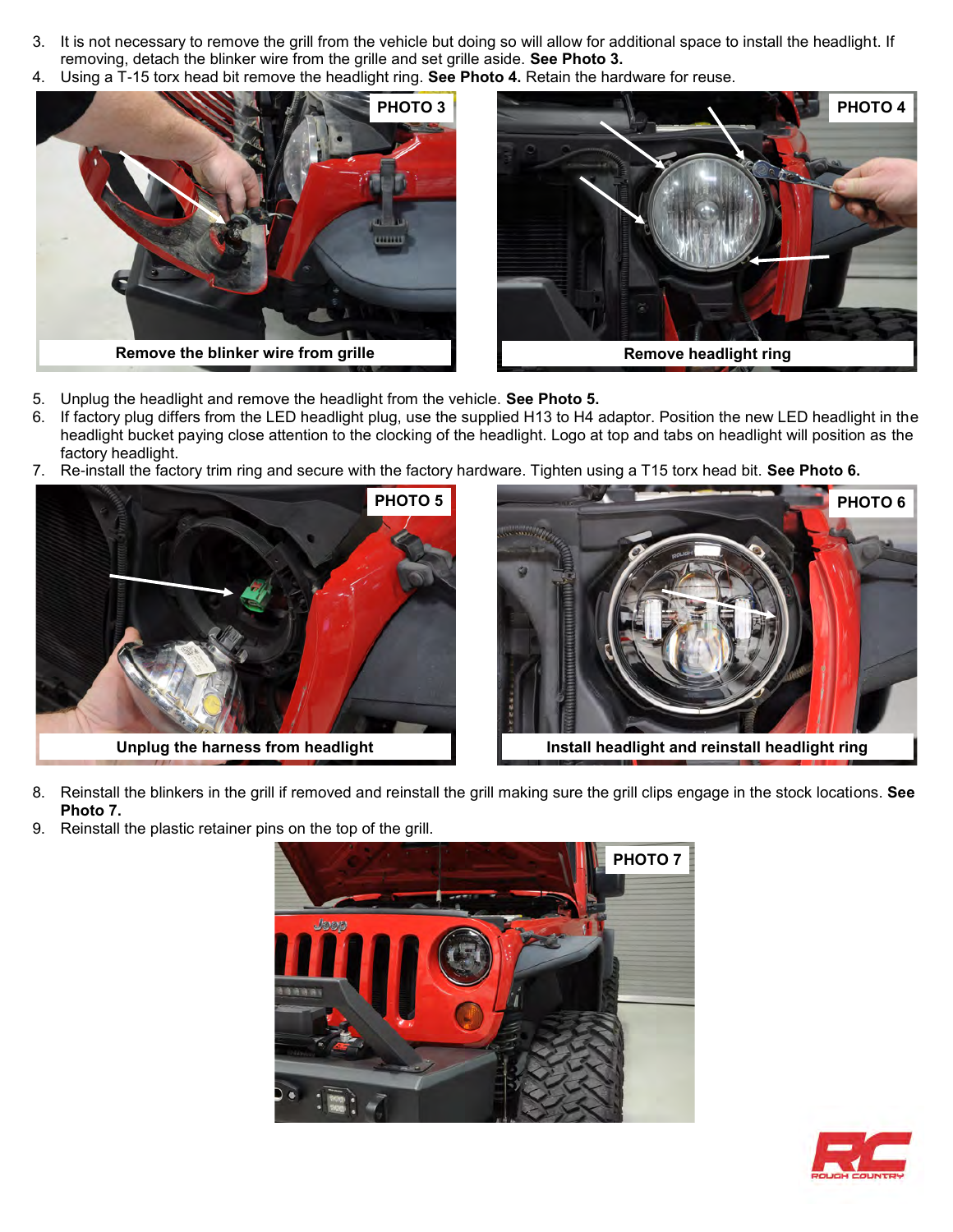3. It is not necessary to remove the grill from the vehicle but doing so will allow for additional space to install the headlight. If removing, detach the blinker wire from the grille and set grille aside. **See Photo 3.**
4. Using a T-15 torx head bit remove the headlight ring. **See Photo 4.** Retain the hardware for reuse.

PHOTO 3

Remove the blinker wire from grille

PHOTO 4

Remove headlight ring

5. Unplug the headlight and remove the headlight from the vehicle. **See Photo 5.**
6. If factory plug differs from the LED headlight plug, use the supplied H13 to H4 adaptor. Position the new LED headlight in the headlight bucket paying close attention to the clocking of the headlight. Logo at top and tabs on headlight will position as the factory headlight.
7. Re-install the factory trim ring and secure with the factory hardware. Tighten using a T15 torx head bit. **See Photo 6.**

PHOTO 5

Unplug the harness from headlight

PHOTO 6

Install headlight and reinstall headlight ring

8. Reinstall the blinkers in the grill if removed and reinstall the grill making sure the grill clips engage in the stock locations. **See Photo 7.**
9. Reinstall the plastic retainer pins on the top of the grill.

PHOTO 7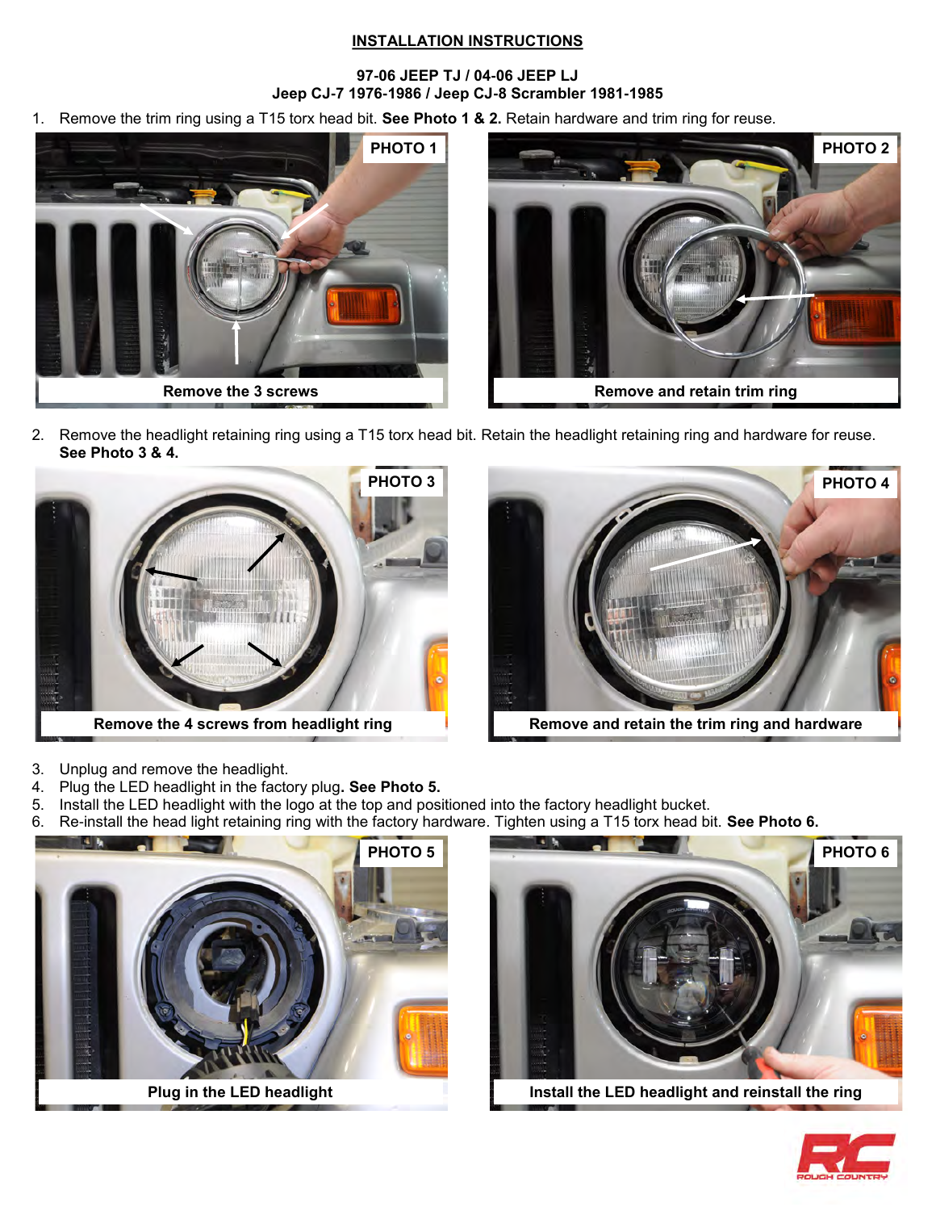## INSTALLATION INSTRUCTIONS

**97-06 JEEP TJ / 04-06 JEEP LJ**
**Jeep CJ-7 1976-1986 / Jeep CJ-8 Scrambler 1981-1985**

1. Remove the trim ring using a T15 torx head bit. **See Photo 1 & 2.** Retain hardware and trim ring for reuse.

PHOTO 1
Remove the 3 screws

PHOTO 2
Remove and retain trim ring

2. Remove the headlight retaining ring using a T15 torx head bit. Retain the headlight retaining ring and hardware for reuse. **See Photo 3 & 4.**

PHOTO 3
Remove the 4 screws from headlight ring

PHOTO 4
Remove and retain the trim ring and hardware

3. Unplug and remove the headlight.
4. Plug the LED headlight in the factory plug**. See Photo 5.**
5. Install the LED headlight with the logo at the top and positioned into the factory headlight bucket.
6. Re-install the head light retaining ring with the factory hardware. Tighten using a T15 torx head bit. **See Photo 6.**

PHOTO 5
Plug in the LED headlight

PHOTO 6
Install the LED headlight and reinstall the ring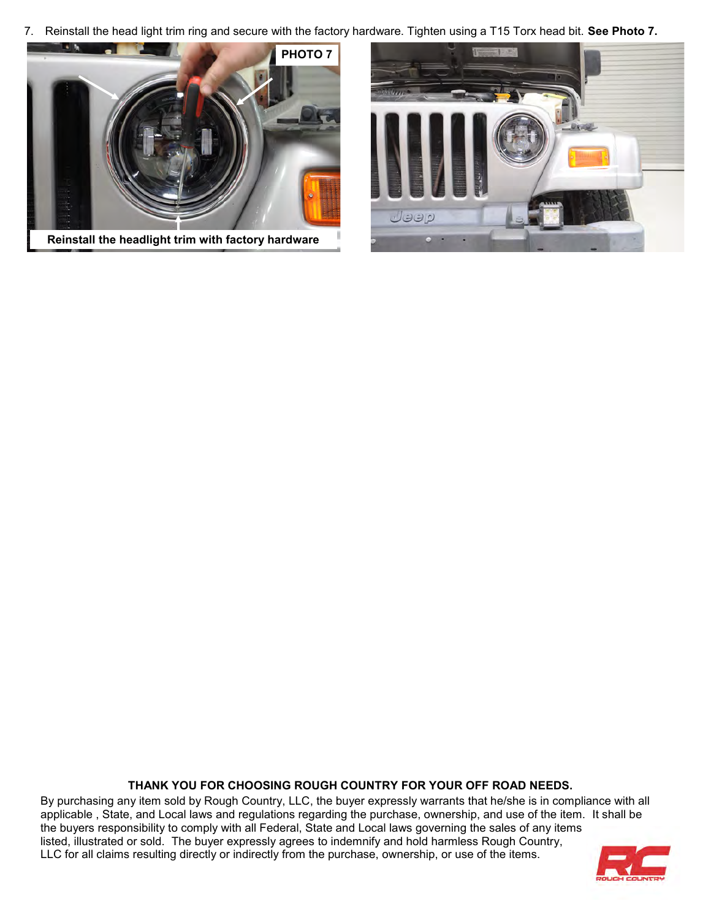7. Reinstall the head light trim ring and secure with the factory hardware. Tighten using a T15 Torx head bit. **See Photo 7.**

PHOTO 7

Reinstall the headlight trim with factory hardware

**THANK YOU FOR CHOOSING ROUGH COUNTRY FOR YOUR OFF ROAD NEEDS.**

By purchasing any item sold by Rough Country, LLC, the buyer expressly warrants that he/she is in compliance with all applicable , State, and Local laws and regulations regarding the purchase, ownership, and use of the item. It shall be the buyers responsibility to comply with all Federal, State and Local laws governing the sales of any items listed, illustrated or sold. The buyer expressly agrees to indemnify and hold harmless Rough Country, LLC for all claims resulting directly or indirectly from the purchase, ownership, or use of the items.